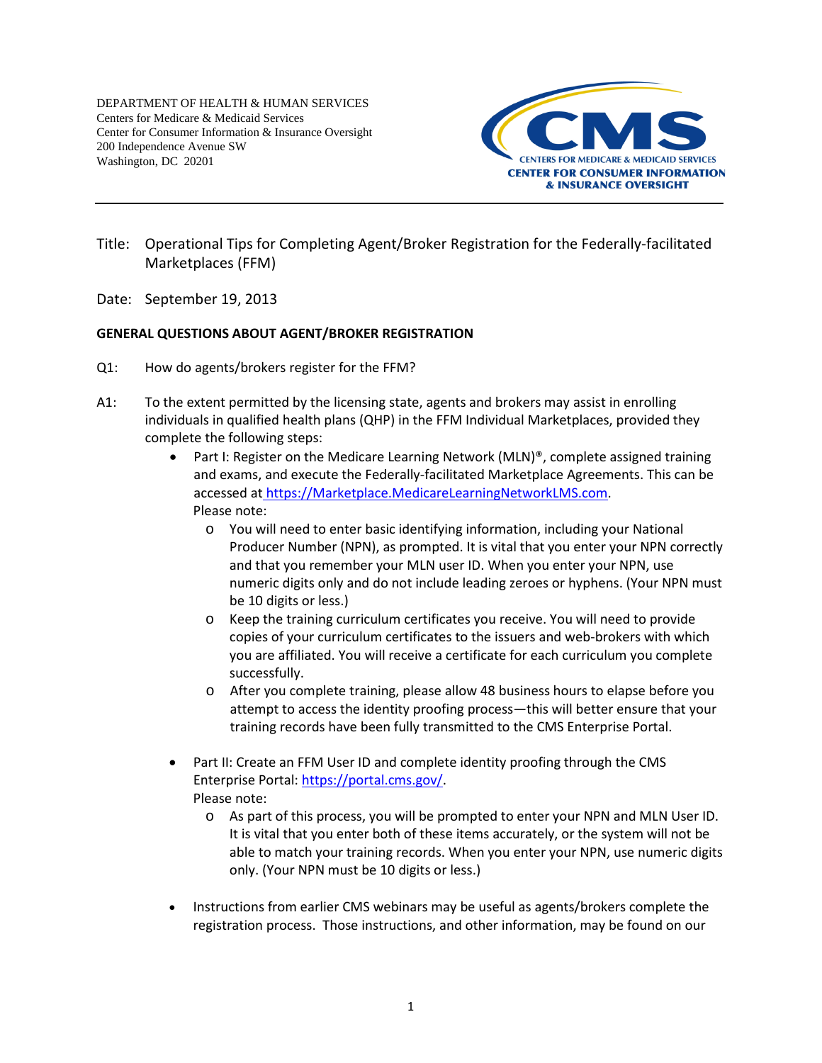DEPARTMENT OF HEALTH & HUMAN SERVICES
Centers for Medicare & Medicaid Services
Center for Consumer Information & Insurance Oversight
200 Independence Avenue SW
Washington, DC 20201

CMS
CENTERS FOR MEDICARE & MEDICAID SERVICES
CENTER FOR CONSUMER INFORMATION & INSURANCE OVERSIGHT

---

Title: Operational Tips for Completing Agent/Broker Registration for the Federally-facilitated Marketplaces (FFM)

Date: September 19, 2013

**GENERAL QUESTIONS ABOUT AGENT/BROKER REGISTRATION**

Q1: How do agents/brokers register for the FFM?

A1: To the extent permitted by the licensing state, agents and brokers may assist in enrolling individuals in qualified health plans (QHP) in the FFM Individual Marketplaces, provided they complete the following steps:

- Part I: Register on the Medicare Learning Network (MLN)®, complete assigned training and exams, and execute the Federally-facilitated Marketplace Agreements. This can be accessed at https://Marketplace.MedicareLearningNetworkLMS.com.
  Please note:
  - You will need to enter basic identifying information, including your National Producer Number (NPN), as prompted. It is vital that you enter your NPN correctly and that you remember your MLN user ID. When you enter your NPN, use numeric digits only and do not include leading zeroes or hyphens. (Your NPN must be 10 digits or less.)
  - Keep the training curriculum certificates you receive. You will need to provide copies of your curriculum certificates to the issuers and web-brokers with which you are affiliated. You will receive a certificate for each curriculum you complete successfully.
  - After you complete training, please allow 48 business hours to elapse before you attempt to access the identity proofing process—this will better ensure that your training records have been fully transmitted to the CMS Enterprise Portal.

- Part II: Create an FFM User ID and complete identity proofing through the CMS Enterprise Portal: https://portal.cms.gov/.
  Please note:
  - As part of this process, you will be prompted to enter your NPN and MLN User ID. It is vital that you enter both of these items accurately, or the system will not be able to match your training records. When you enter your NPN, use numeric digits only. (Your NPN must be 10 digits or less.)

- Instructions from earlier CMS webinars may be useful as agents/brokers complete the registration process. Those instructions, and other information, may be found on our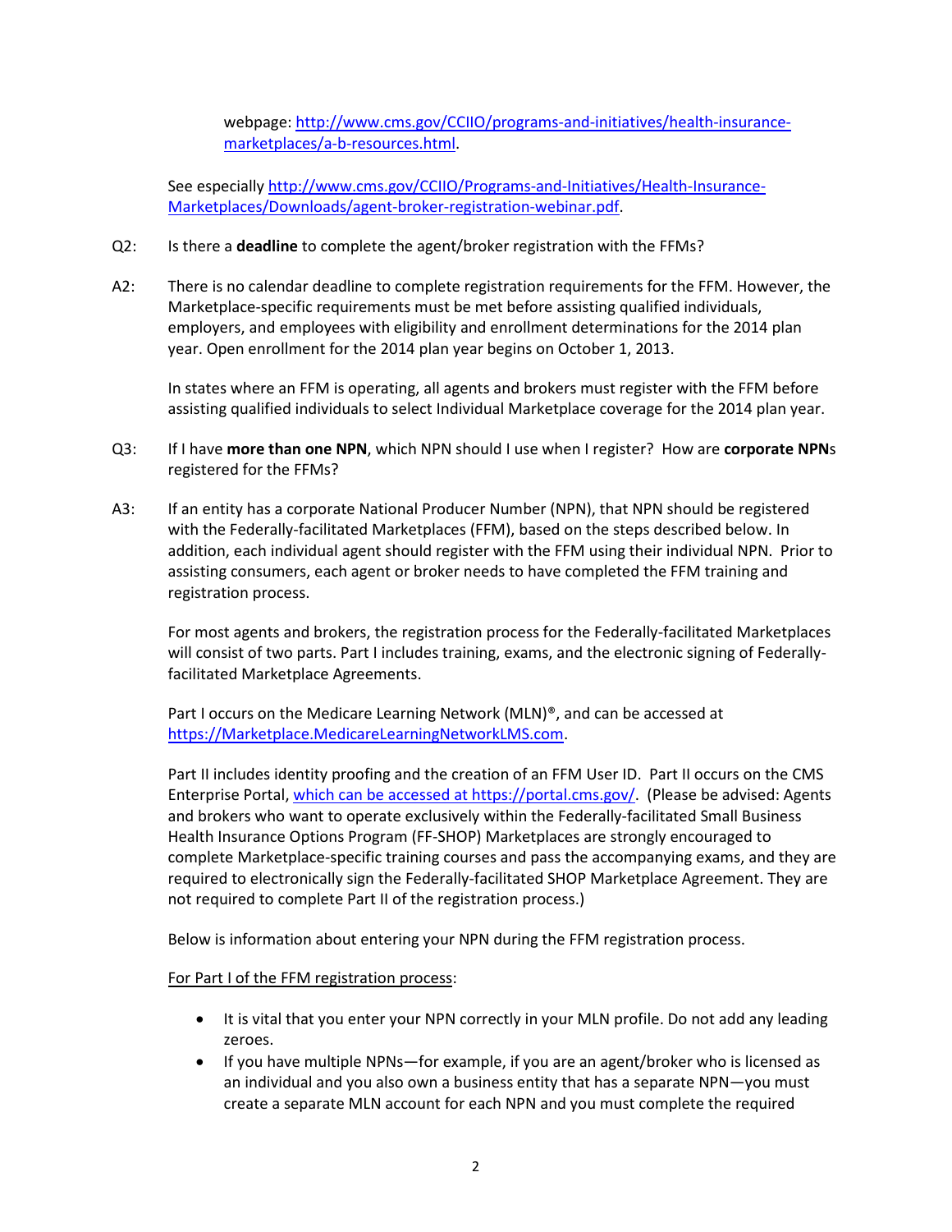webpage: [http://www.cms.gov/CCIIO/programs-and-initiatives/health-insurance-marketplaces/a-b-resources.html](http://www.cms.gov/CCIIO/programs-and-initiatives/health-insurance-marketplaces/a-b-resources.html).

See especially [http://www.cms.gov/CCIIO/Programs-and-Initiatives/Health-Insurance-Marketplaces/Downloads/agent-broker-registration-webinar.pdf](http://www.cms.gov/CCIIO/Programs-and-Initiatives/Health-Insurance-Marketplaces/Downloads/agent-broker-registration-webinar.pdf).

Q2: Is there a **deadline** to complete the agent/broker registration with the FFMs?

A2: There is no calendar deadline to complete registration requirements for the FFM. However, the Marketplace-specific requirements must be met before assisting qualified individuals, employers, and employees with eligibility and enrollment determinations for the 2014 plan year. Open enrollment for the 2014 plan year begins on October 1, 2013.

In states where an FFM is operating, all agents and brokers must register with the FFM before assisting qualified individuals to select Individual Marketplace coverage for the 2014 plan year.

Q3: If I have **more than one NPN**, which NPN should I use when I register? How are **corporate NPN**s registered for the FFMs?

A3: If an entity has a corporate National Producer Number (NPN), that NPN should be registered with the Federally-facilitated Marketplaces (FFM), based on the steps described below. In addition, each individual agent should register with the FFM using their individual NPN. Prior to assisting consumers, each agent or broker needs to have completed the FFM training and registration process.

For most agents and brokers, the registration process for the Federally-facilitated Marketplaces will consist of two parts. Part I includes training, exams, and the electronic signing of Federally-facilitated Marketplace Agreements.

Part I occurs on the Medicare Learning Network (MLN)®, and can be accessed at [https://Marketplace.MedicareLearningNetworkLMS.com](https://Marketplace.MedicareLearningNetworkLMS.com).

Part II includes identity proofing and the creation of an FFM User ID. Part II occurs on the CMS Enterprise Portal, [which can be accessed at https://portal.cms.gov/](https://portal.cms.gov/). (Please be advised: Agents and brokers who want to operate exclusively within the Federally-facilitated Small Business Health Insurance Options Program (FF-SHOP) Marketplaces are strongly encouraged to complete Marketplace-specific training courses and pass the accompanying exams, and they are required to electronically sign the Federally-facilitated SHOP Marketplace Agreement. They are not required to complete Part II of the registration process.)

Below is information about entering your NPN during the FFM registration process.

<u>For Part I of the FFM registration process</u>:

- It is vital that you enter your NPN correctly in your MLN profile. Do not add any leading zeroes.
- If you have multiple NPNs—for example, if you are an agent/broker who is licensed as an individual and you also own a business entity that has a separate NPN—you must create a separate MLN account for each NPN and you must complete the required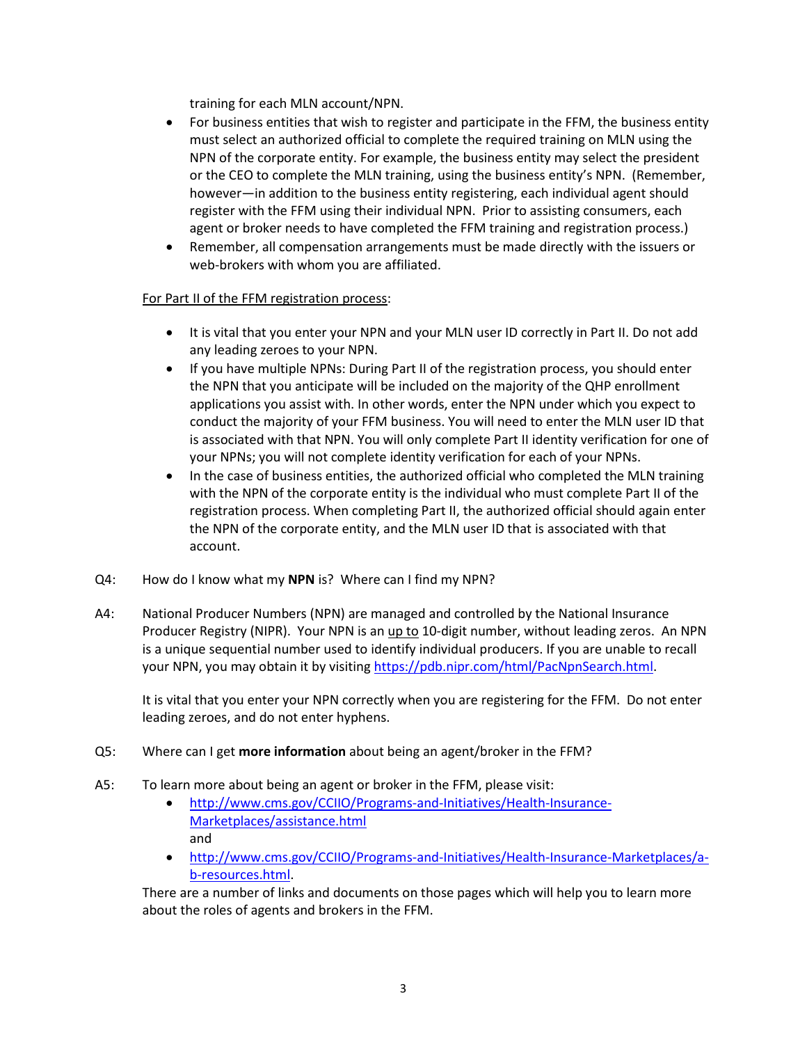training for each MLN account/NPN.

- For business entities that wish to register and participate in the FFM, the business entity must select an authorized official to complete the required training on MLN using the NPN of the corporate entity. For example, the business entity may select the president or the CEO to complete the MLN training, using the business entity's NPN. (Remember, however—in addition to the business entity registering, each individual agent should register with the FFM using their individual NPN. Prior to assisting consumers, each agent or broker needs to have completed the FFM training and registration process.)
- Remember, all compensation arrangements must be made directly with the issuers or web-brokers with whom you are affiliated.

<u>For Part II of the FFM registration process</u>:

- It is vital that you enter your NPN and your MLN user ID correctly in Part II. Do not add any leading zeroes to your NPN.
- If you have multiple NPNs: During Part II of the registration process, you should enter the NPN that you anticipate will be included on the majority of the QHP enrollment applications you assist with. In other words, enter the NPN under which you expect to conduct the majority of your FFM business. You will need to enter the MLN user ID that is associated with that NPN. You will only complete Part II identity verification for one of your NPNs; you will not complete identity verification for each of your NPNs.
- In the case of business entities, the authorized official who completed the MLN training with the NPN of the corporate entity is the individual who must complete Part II of the registration process. When completing Part II, the authorized official should again enter the NPN of the corporate entity, and the MLN user ID that is associated with that account.

Q4: How do I know what my **NPN** is? Where can I find my NPN?

A4: National Producer Numbers (NPN) are managed and controlled by the National Insurance Producer Registry (NIPR). Your NPN is an <u>up to</u> 10-digit number, without leading zeros. An NPN is a unique sequential number used to identify individual producers. If you are unable to recall your NPN, you may obtain it by visiting [https://pdb.nipr.com/html/PacNpnSearch.html](https://pdb.nipr.com/html/PacNpnSearch.html).

It is vital that you enter your NPN correctly when you are registering for the FFM. Do not enter leading zeroes, and do not enter hyphens.

Q5: Where can I get **more information** about being an agent/broker in the FFM?

A5: To learn more about being an agent or broker in the FFM, please visit:

- [http://www.cms.gov/CCIIO/Programs-and-Initiatives/Health-Insurance-Marketplaces/assistance.html](http://www.cms.gov/CCIIO/Programs-and-Initiatives/Health-Insurance-Marketplaces/assistance.html) and
- [http://www.cms.gov/CCIIO/Programs-and-Initiatives/Health-Insurance-Marketplaces/a-b-resources.html](http://www.cms.gov/CCIIO/Programs-and-Initiatives/Health-Insurance-Marketplaces/a-b-resources.html).

There are a number of links and documents on those pages which will help you to learn more about the roles of agents and brokers in the FFM.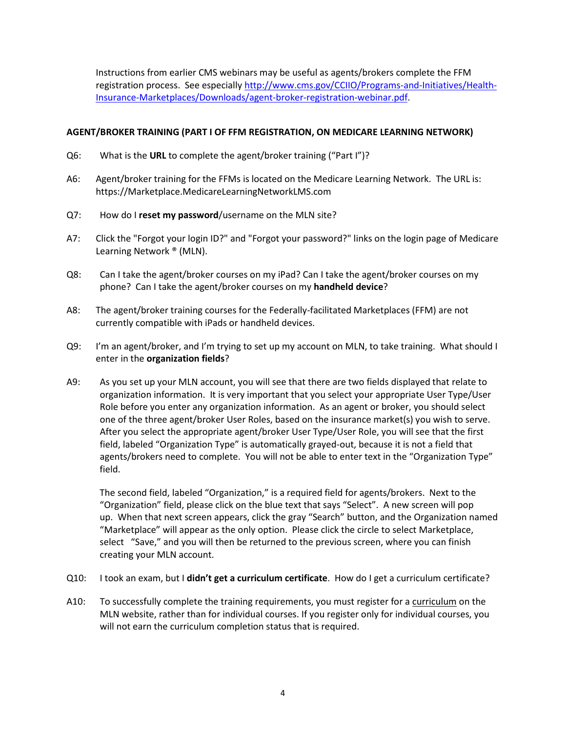Instructions from earlier CMS webinars may be useful as agents/brokers complete the FFM registration process. See especially [http://www.cms.gov/CCIIO/Programs-and-Initiatives/Health-Insurance-Marketplaces/Downloads/agent-broker-registration-webinar.pdf](http://www.cms.gov/CCIIO/Programs-and-Initiatives/Health-Insurance-Marketplaces/Downloads/agent-broker-registration-webinar.pdf).

### AGENT/BROKER TRAINING (PART I OF FFM REGISTRATION, ON MEDICARE LEARNING NETWORK)

Q6: What is the **URL** to complete the agent/broker training ("Part I")?

A6: Agent/broker training for the FFMs is located on the Medicare Learning Network. The URL is: https://Marketplace.MedicareLearningNetworkLMS.com

Q7: How do I **reset my password**/username on the MLN site?

A7: Click the "Forgot your login ID?" and "Forgot your password?" links on the login page of Medicare Learning Network ® (MLN).

Q8: Can I take the agent/broker courses on my iPad? Can I take the agent/broker courses on my phone? Can I take the agent/broker courses on my **handheld device**?

A8: The agent/broker training courses for the Federally-facilitated Marketplaces (FFM) are not currently compatible with iPads or handheld devices.

Q9: I'm an agent/broker, and I'm trying to set up my account on MLN, to take training. What should I enter in the **organization fields**?

A9: As you set up your MLN account, you will see that there are two fields displayed that relate to organization information. It is very important that you select your appropriate User Type/User Role before you enter any organization information. As an agent or broker, you should select one of the three agent/broker User Roles, based on the insurance market(s) you wish to serve. After you select the appropriate agent/broker User Type/User Role, you will see that the first field, labeled "Organization Type" is automatically grayed-out, because it is not a field that agents/brokers need to complete. You will not be able to enter text in the "Organization Type" field.

The second field, labeled "Organization," is a required field for agents/brokers. Next to the "Organization" field, please click on the blue text that says "Select". A new screen will pop up. When that next screen appears, click the gray "Search" button, and the Organization named "Marketplace" will appear as the only option. Please click the circle to select Marketplace, select "Save," and you will then be returned to the previous screen, where you can finish creating your MLN account.

Q10: I took an exam, but I **didn't get a curriculum certificate**. How do I get a curriculum certificate?

A10: To successfully complete the training requirements, you must register for a curriculum on the MLN website, rather than for individual courses. If you register only for individual courses, you will not earn the curriculum completion status that is required.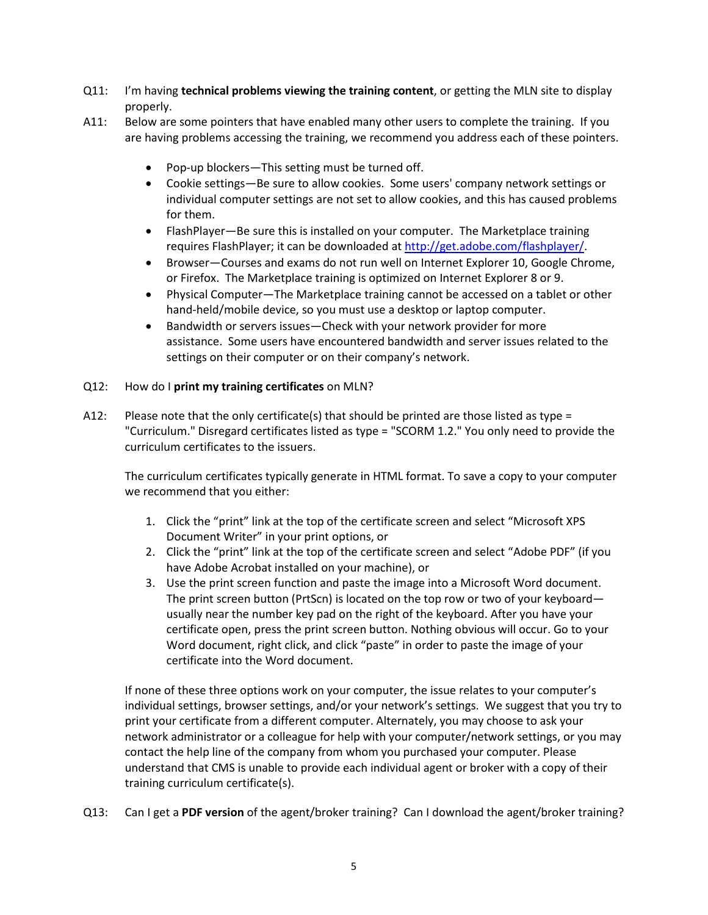Q11: I'm having **technical problems viewing the training content**, or getting the MLN site to display properly.

A11: Below are some pointers that have enabled many other users to complete the training. If you are having problems accessing the training, we recommend you address each of these pointers.

- Pop-up blockers—This setting must be turned off.
- Cookie settings—Be sure to allow cookies. Some users' company network settings or individual computer settings are not set to allow cookies, and this has caused problems for them.
- FlashPlayer—Be sure this is installed on your computer. The Marketplace training requires FlashPlayer; it can be downloaded at [http://get.adobe.com/flashplayer/](http://get.adobe.com/flashplayer/).
- Browser—Courses and exams do not run well on Internet Explorer 10, Google Chrome, or Firefox. The Marketplace training is optimized on Internet Explorer 8 or 9.
- Physical Computer—The Marketplace training cannot be accessed on a tablet or other hand-held/mobile device, so you must use a desktop or laptop computer.
- Bandwidth or servers issues—Check with your network provider for more assistance. Some users have encountered bandwidth and server issues related to the settings on their computer or on their company's network.

Q12: How do I **print my training certificates** on MLN?

A12: Please note that the only certificate(s) that should be printed are those listed as type = "Curriculum." Disregard certificates listed as type = "SCORM 1.2." You only need to provide the curriculum certificates to the issuers.

The curriculum certificates typically generate in HTML format. To save a copy to your computer we recommend that you either:

1. Click the "print" link at the top of the certificate screen and select "Microsoft XPS Document Writer" in your print options, or
2. Click the "print" link at the top of the certificate screen and select "Adobe PDF" (if you have Adobe Acrobat installed on your machine), or
3. Use the print screen function and paste the image into a Microsoft Word document. The print screen button (PrtScn) is located on the top row or two of your keyboard—usually near the number key pad on the right of the keyboard. After you have your certificate open, press the print screen button. Nothing obvious will occur. Go to your Word document, right click, and click "paste" in order to paste the image of your certificate into the Word document.

If none of these three options work on your computer, the issue relates to your computer's individual settings, browser settings, and/or your network's settings. We suggest that you try to print your certificate from a different computer. Alternately, you may choose to ask your network administrator or a colleague for help with your computer/network settings, or you may contact the help line of the company from whom you purchased your computer. Please understand that CMS is unable to provide each individual agent or broker with a copy of their training curriculum certificate(s).

Q13: Can I get a **PDF version** of the agent/broker training? Can I download the agent/broker training?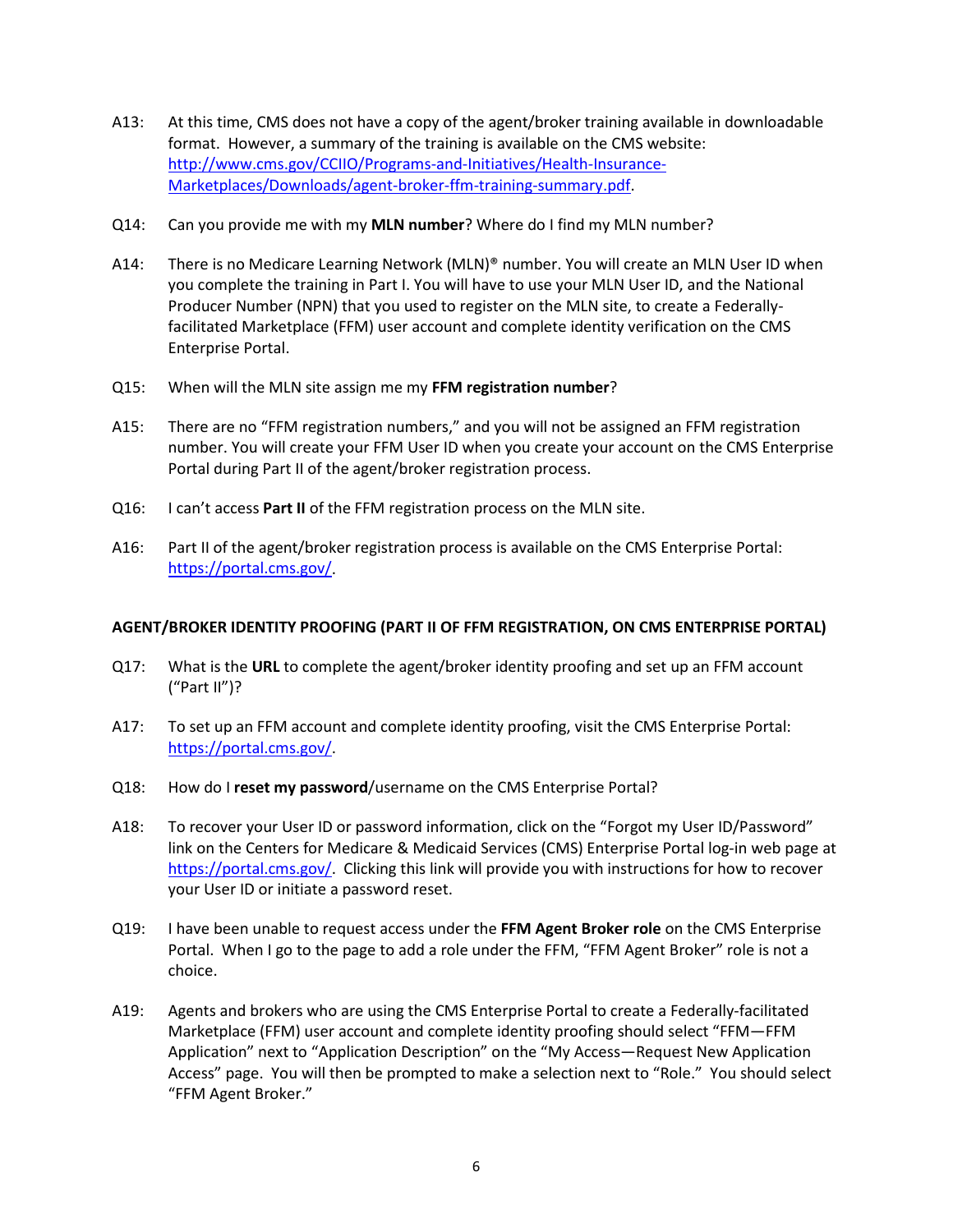A13: At this time, CMS does not have a copy of the agent/broker training available in downloadable format. However, a summary of the training is available on the CMS website: [http://www.cms.gov/CCIIO/Programs-and-Initiatives/Health-Insurance-Marketplaces/Downloads/agent-broker-ffm-training-summary.pdf](http://www.cms.gov/CCIIO/Programs-and-Initiatives/Health-Insurance-Marketplaces/Downloads/agent-broker-ffm-training-summary.pdf).

Q14: Can you provide me with my **MLN number**? Where do I find my MLN number?

A14: There is no Medicare Learning Network (MLN)® number. You will create an MLN User ID when you complete the training in Part I. You will have to use your MLN User ID, and the National Producer Number (NPN) that you used to register on the MLN site, to create a Federally-facilitated Marketplace (FFM) user account and complete identity verification on the CMS Enterprise Portal.

Q15: When will the MLN site assign me my **FFM registration number**?

A15: There are no "FFM registration numbers," and you will not be assigned an FFM registration number. You will create your FFM User ID when you create your account on the CMS Enterprise Portal during Part II of the agent/broker registration process.

Q16: I can't access **Part II** of the FFM registration process on the MLN site.

A16: Part II of the agent/broker registration process is available on the CMS Enterprise Portal: [https://portal.cms.gov/](https://portal.cms.gov/).

**AGENT/BROKER IDENTITY PROOFING (PART II OF FFM REGISTRATION, ON CMS ENTERPRISE PORTAL)**

Q17: What is the **URL** to complete the agent/broker identity proofing and set up an FFM account ("Part II")?

A17: To set up an FFM account and complete identity proofing, visit the CMS Enterprise Portal: [https://portal.cms.gov/](https://portal.cms.gov/).

Q18: How do I **reset my password**/username on the CMS Enterprise Portal?

A18: To recover your User ID or password information, click on the "Forgot my User ID/Password" link on the Centers for Medicare & Medicaid Services (CMS) Enterprise Portal log-in web page at [https://portal.cms.gov/](https://portal.cms.gov/). Clicking this link will provide you with instructions for how to recover your User ID or initiate a password reset.

Q19: I have been unable to request access under the **FFM Agent Broker role** on the CMS Enterprise Portal. When I go to the page to add a role under the FFM, "FFM Agent Broker" role is not a choice.

A19: Agents and brokers who are using the CMS Enterprise Portal to create a Federally-facilitated Marketplace (FFM) user account and complete identity proofing should select "FFM—FFM Application" next to "Application Description" on the "My Access—Request New Application Access" page. You will then be prompted to make a selection next to "Role." You should select "FFM Agent Broker."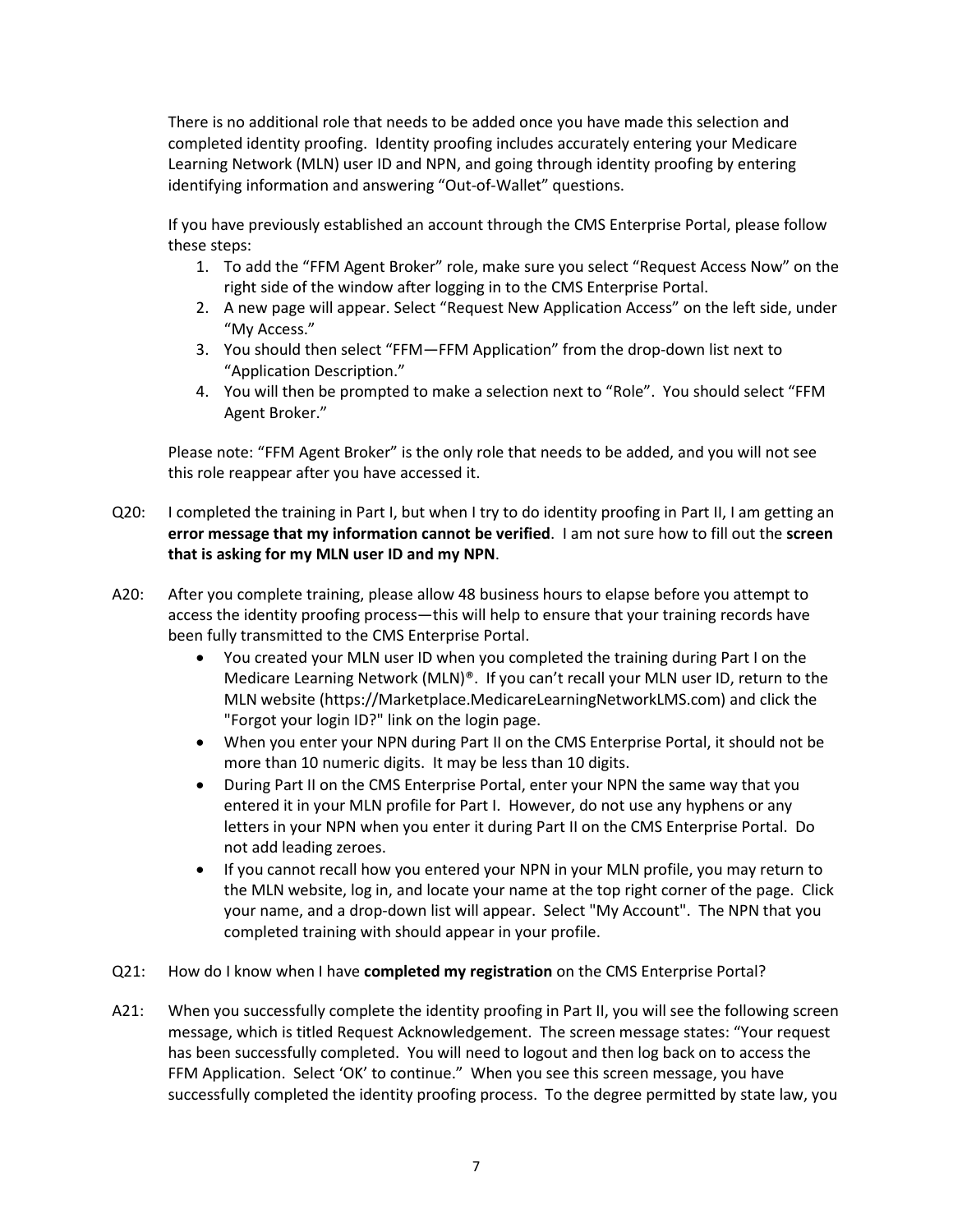There is no additional role that needs to be added once you have made this selection and completed identity proofing. Identity proofing includes accurately entering your Medicare Learning Network (MLN) user ID and NPN, and going through identity proofing by entering identifying information and answering "Out-of-Wallet" questions.

If you have previously established an account through the CMS Enterprise Portal, please follow these steps:

1. To add the "FFM Agent Broker" role, make sure you select "Request Access Now" on the right side of the window after logging in to the CMS Enterprise Portal.
2. A new page will appear. Select "Request New Application Access" on the left side, under "My Access."
3. You should then select "FFM—FFM Application" from the drop-down list next to "Application Description."
4. You will then be prompted to make a selection next to "Role". You should select "FFM Agent Broker."

Please note: "FFM Agent Broker" is the only role that needs to be added, and you will not see this role reappear after you have accessed it.

Q20: I completed the training in Part I, but when I try to do identity proofing in Part II, I am getting an **error message that my information cannot be verified**. I am not sure how to fill out the **screen that is asking for my MLN user ID and my NPN**.

A20: After you complete training, please allow 48 business hours to elapse before you attempt to access the identity proofing process—this will help to ensure that your training records have been fully transmitted to the CMS Enterprise Portal.

- You created your MLN user ID when you completed the training during Part I on the Medicare Learning Network (MLN)®. If you can't recall your MLN user ID, return to the MLN website (https://Marketplace.MedicareLearningNetworkLMS.com) and click the "Forgot your login ID?" link on the login page.
- When you enter your NPN during Part II on the CMS Enterprise Portal, it should not be more than 10 numeric digits. It may be less than 10 digits.
- During Part II on the CMS Enterprise Portal, enter your NPN the same way that you entered it in your MLN profile for Part I. However, do not use any hyphens or any letters in your NPN when you enter it during Part II on the CMS Enterprise Portal. Do not add leading zeroes.
- If you cannot recall how you entered your NPN in your MLN profile, you may return to the MLN website, log in, and locate your name at the top right corner of the page. Click your name, and a drop-down list will appear. Select "My Account". The NPN that you completed training with should appear in your profile.

Q21: How do I know when I have **completed my registration** on the CMS Enterprise Portal?

A21: When you successfully complete the identity proofing in Part II, you will see the following screen message, which is titled Request Acknowledgement. The screen message states: "Your request has been successfully completed. You will need to logout and then log back on to access the FFM Application. Select 'OK' to continue." When you see this screen message, you have successfully completed the identity proofing process. To the degree permitted by state law, you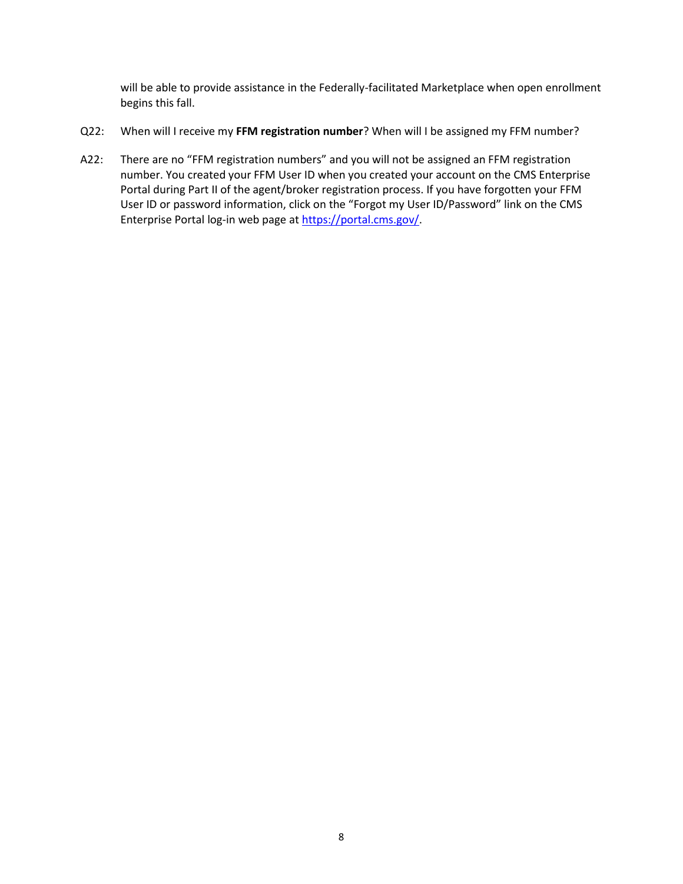will be able to provide assistance in the Federally-facilitated Marketplace when open enrollment begins this fall.

Q22: When will I receive my **FFM registration number**? When will I be assigned my FFM number?

A22: There are no "FFM registration numbers" and you will not be assigned an FFM registration number. You created your FFM User ID when you created your account on the CMS Enterprise Portal during Part II of the agent/broker registration process. If you have forgotten your FFM User ID or password information, click on the "Forgot my User ID/Password" link on the CMS Enterprise Portal log-in web page at https://portal.cms.gov/.